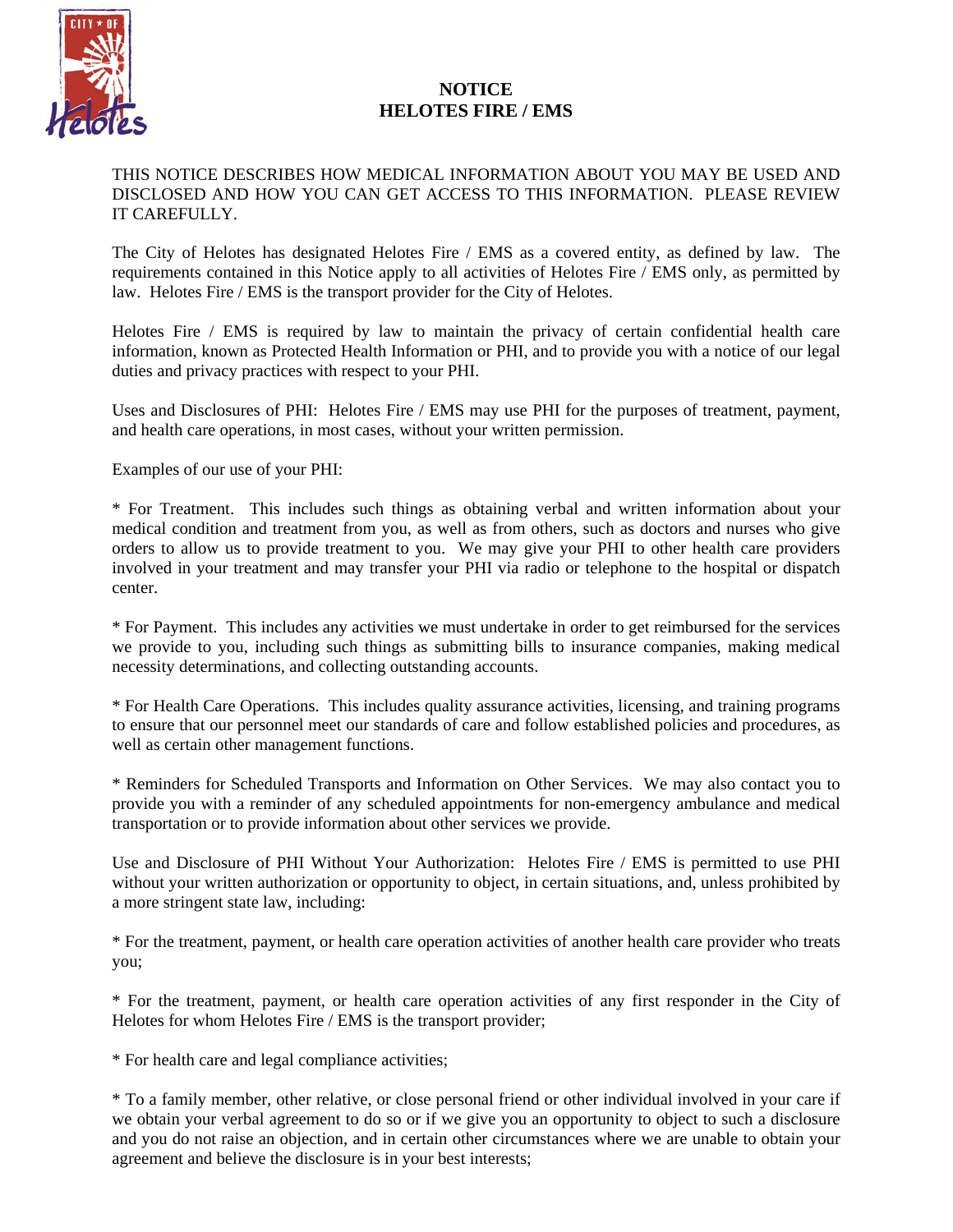# NOTICE
# HELOTES FIRE / EMS

THIS NOTICE DESCRIBES HOW MEDICAL INFORMATION ABOUT YOU MAY BE USED AND DISCLOSED AND HOW YOU CAN GET ACCESS TO THIS INFORMATION. PLEASE REVIEW IT CAREFULLY.

The City of Helotes has designated Helotes Fire / EMS as a covered entity, as defined by law. The requirements contained in this Notice apply to all activities of Helotes Fire / EMS only, as permitted by law. Helotes Fire / EMS is the transport provider for the City of Helotes.

Helotes Fire / EMS is required by law to maintain the privacy of certain confidential health care information, known as Protected Health Information or PHI, and to provide you with a notice of our legal duties and privacy practices with respect to your PHI.

Uses and Disclosures of PHI: Helotes Fire / EMS may use PHI for the purposes of treatment, payment, and health care operations, in most cases, without your written permission.

Examples of our use of your PHI:

* For Treatment. This includes such things as obtaining verbal and written information about your medical condition and treatment from you, as well as from others, such as doctors and nurses who give orders to allow us to provide treatment to you. We may give your PHI to other health care providers involved in your treatment and may transfer your PHI via radio or telephone to the hospital or dispatch center.

* For Payment. This includes any activities we must undertake in order to get reimbursed for the services we provide to you, including such things as submitting bills to insurance companies, making medical necessity determinations, and collecting outstanding accounts.

* For Health Care Operations. This includes quality assurance activities, licensing, and training programs to ensure that our personnel meet our standards of care and follow established policies and procedures, as well as certain other management functions.

* Reminders for Scheduled Transports and Information on Other Services. We may also contact you to provide you with a reminder of any scheduled appointments for non-emergency ambulance and medical transportation or to provide information about other services we provide.

Use and Disclosure of PHI Without Your Authorization: Helotes Fire / EMS is permitted to use PHI without your written authorization or opportunity to object, in certain situations, and, unless prohibited by a more stringent state law, including:

* For the treatment, payment, or health care operation activities of another health care provider who treats you;

* For the treatment, payment, or health care operation activities of any first responder in the City of Helotes for whom Helotes Fire / EMS is the transport provider;

* For health care and legal compliance activities;

* To a family member, other relative, or close personal friend or other individual involved in your care if we obtain your verbal agreement to do so or if we give you an opportunity to object to such a disclosure and you do not raise an objection, and in certain other circumstances where we are unable to obtain your agreement and believe the disclosure is in your best interests;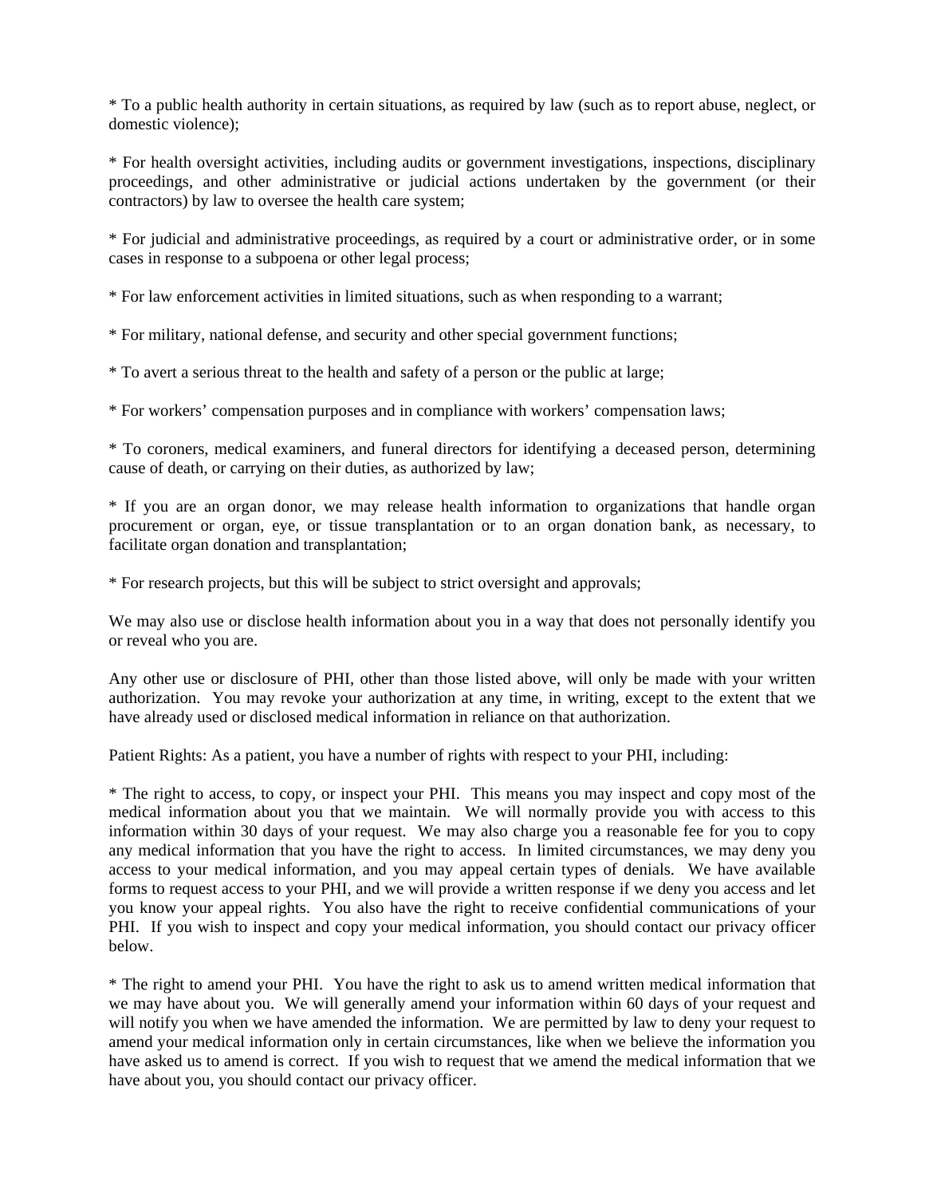* To a public health authority in certain situations, as required by law (such as to report abuse, neglect, or domestic violence);

* For health oversight activities, including audits or government investigations, inspections, disciplinary proceedings, and other administrative or judicial actions undertaken by the government (or their contractors) by law to oversee the health care system;

* For judicial and administrative proceedings, as required by a court or administrative order, or in some cases in response to a subpoena or other legal process;

* For law enforcement activities in limited situations, such as when responding to a warrant;

* For military, national defense, and security and other special government functions;

* To avert a serious threat to the health and safety of a person or the public at large;

* For workers' compensation purposes and in compliance with workers' compensation laws;

* To coroners, medical examiners, and funeral directors for identifying a deceased person, determining cause of death, or carrying on their duties, as authorized by law;

* If you are an organ donor, we may release health information to organizations that handle organ procurement or organ, eye, or tissue transplantation or to an organ donation bank, as necessary, to facilitate organ donation and transplantation;

* For research projects, but this will be subject to strict oversight and approvals;

We may also use or disclose health information about you in a way that does not personally identify you or reveal who you are.

Any other use or disclosure of PHI, other than those listed above, will only be made with your written authorization. You may revoke your authorization at any time, in writing, except to the extent that we have already used or disclosed medical information in reliance on that authorization.

Patient Rights: As a patient, you have a number of rights with respect to your PHI, including:

* The right to access, to copy, or inspect your PHI. This means you may inspect and copy most of the medical information about you that we maintain. We will normally provide you with access to this information within 30 days of your request. We may also charge you a reasonable fee for you to copy any medical information that you have the right to access. In limited circumstances, we may deny you access to your medical information, and you may appeal certain types of denials. We have available forms to request access to your PHI, and we will provide a written response if we deny you access and let you know your appeal rights. You also have the right to receive confidential communications of your PHI. If you wish to inspect and copy your medical information, you should contact our privacy officer below.

* The right to amend your PHI. You have the right to ask us to amend written medical information that we may have about you. We will generally amend your information within 60 days of your request and will notify you when we have amended the information. We are permitted by law to deny your request to amend your medical information only in certain circumstances, like when we believe the information you have asked us to amend is correct. If you wish to request that we amend the medical information that we have about you, you should contact our privacy officer.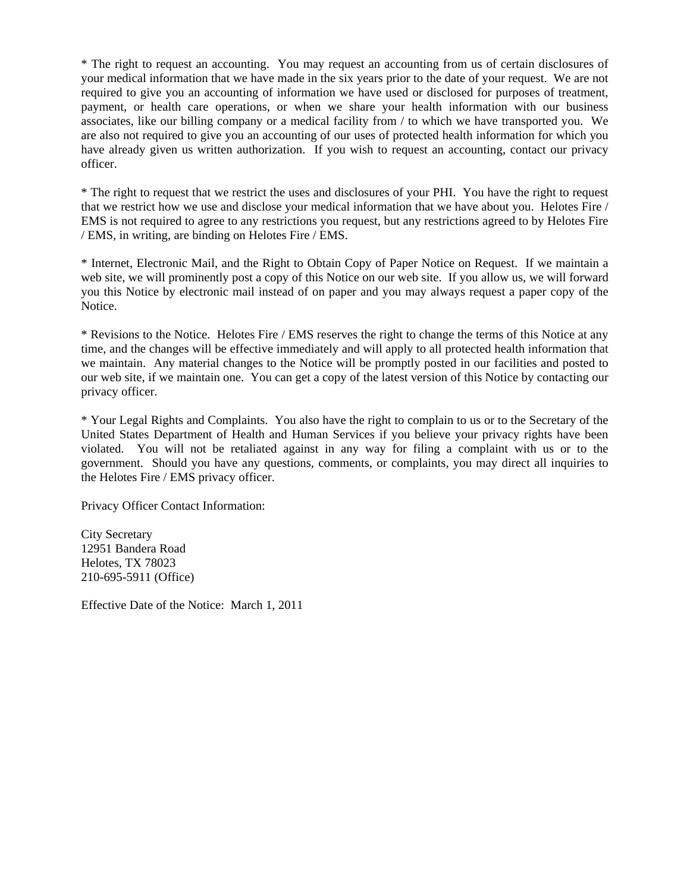* The right to request an accounting. You may request an accounting from us of certain disclosures of your medical information that we have made in the six years prior to the date of your request. We are not required to give you an accounting of information we have used or disclosed for purposes of treatment, payment, or health care operations, or when we share your health information with our business associates, like our billing company or a medical facility from / to which we have transported you. We are also not required to give you an accounting of our uses of protected health information for which you have already given us written authorization. If you wish to request an accounting, contact our privacy officer.

* The right to request that we restrict the uses and disclosures of your PHI. You have the right to request that we restrict how we use and disclose your medical information that we have about you. Helotes Fire / EMS is not required to agree to any restrictions you request, but any restrictions agreed to by Helotes Fire / EMS, in writing, are binding on Helotes Fire / EMS.

* Internet, Electronic Mail, and the Right to Obtain Copy of Paper Notice on Request. If we maintain a web site, we will prominently post a copy of this Notice on our web site. If you allow us, we will forward you this Notice by electronic mail instead of on paper and you may always request a paper copy of the Notice.

* Revisions to the Notice. Helotes Fire / EMS reserves the right to change the terms of this Notice at any time, and the changes will be effective immediately and will apply to all protected health information that we maintain. Any material changes to the Notice will be promptly posted in our facilities and posted to our web site, if we maintain one. You can get a copy of the latest version of this Notice by contacting our privacy officer.

* Your Legal Rights and Complaints. You also have the right to complain to us or to the Secretary of the United States Department of Health and Human Services if you believe your privacy rights have been violated. You will not be retaliated against in any way for filing a complaint with us or to the government. Should you have any questions, comments, or complaints, you may direct all inquiries to the Helotes Fire / EMS privacy officer.

Privacy Officer Contact Information:

City Secretary
12951 Bandera Road
Helotes, TX 78023
210-695-5911 (Office)

Effective Date of the Notice: March 1, 2011